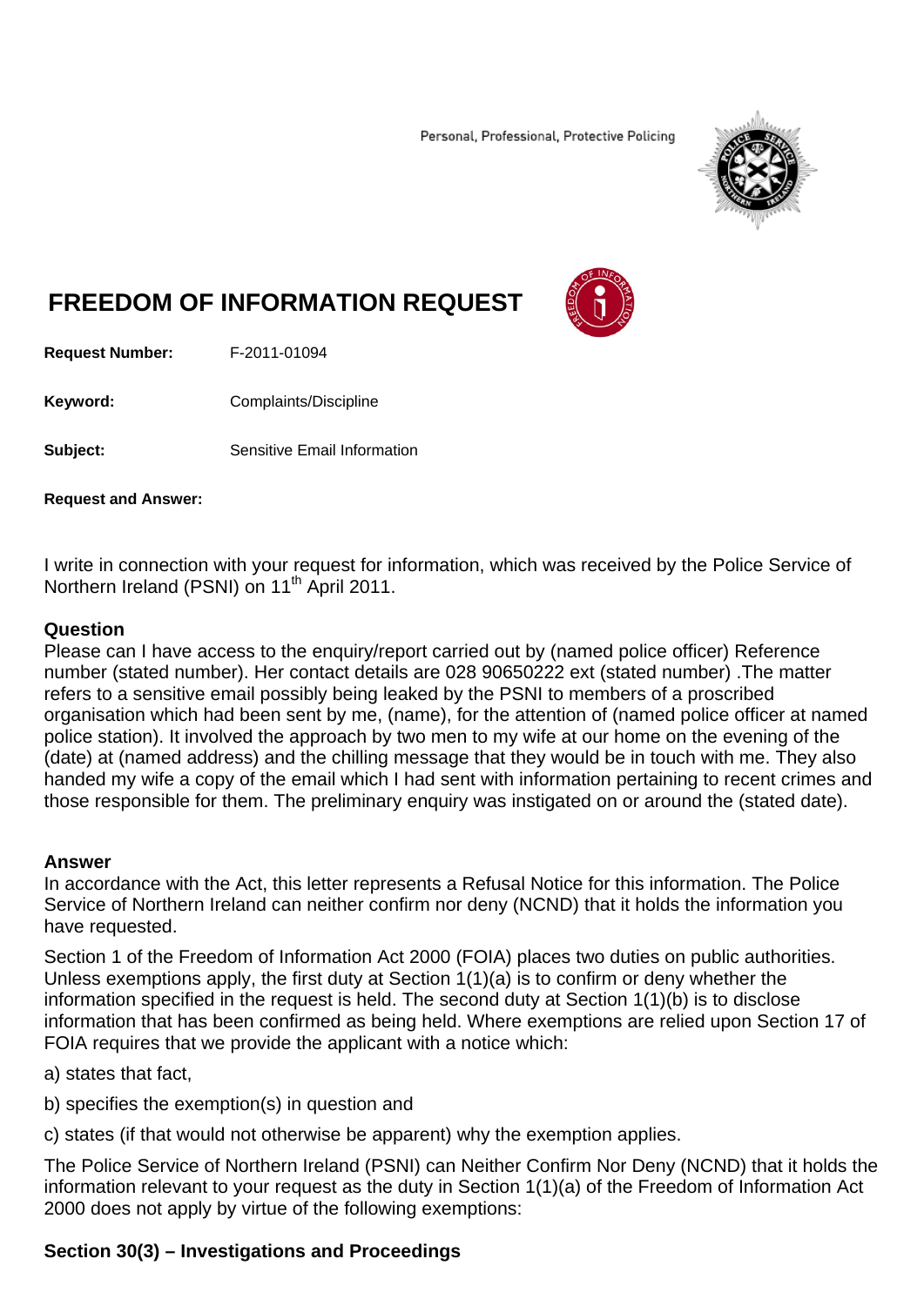Personal, Professional, Protective Policing

# FREEDOM OF INFORMATION REQUEST

**Request Number:** F-2011-01094

**Keyword:** Complaints/Discipline

**Subject:** Sensitive Email Information

**Request and Answer:**

I write in connection with your request for information, which was received by the Police Service of Northern Ireland (PSNI) on 11th April 2011.

## Question

Please can I have access to the enquiry/report carried out by (named police officer) Reference number (stated number). Her contact details are 028 90650222 ext (stated number) .The matter refers to a sensitive email possibly being leaked by the PSNI to members of a proscribed organisation which had been sent by me, (name), for the attention of (named police officer at named police station). It involved the approach by two men to my wife at our home on the evening of the (date) at (named address) and the chilling message that they would be in touch with me. They also handed my wife a copy of the email which I had sent with information pertaining to recent crimes and those responsible for them. The preliminary enquiry was instigated on or around the (stated date).

## Answer

In accordance with the Act, this letter represents a Refusal Notice for this information. The Police Service of Northern Ireland can neither confirm nor deny (NCND) that it holds the information you have requested.

Section 1 of the Freedom of Information Act 2000 (FOIA) places two duties on public authorities. Unless exemptions apply, the first duty at Section 1(1)(a) is to confirm or deny whether the information specified in the request is held. The second duty at Section 1(1)(b) is to disclose information that has been confirmed as being held. Where exemptions are relied upon Section 17 of FOIA requires that we provide the applicant with a notice which:

a) states that fact,

b) specifies the exemption(s) in question and

c) states (if that would not otherwise be apparent) why the exemption applies.

The Police Service of Northern Ireland (PSNI) can Neither Confirm Nor Deny (NCND) that it holds the information relevant to your request as the duty in Section 1(1)(a) of the Freedom of Information Act 2000 does not apply by virtue of the following exemptions:

### Section 30(3) – Investigations and Proceedings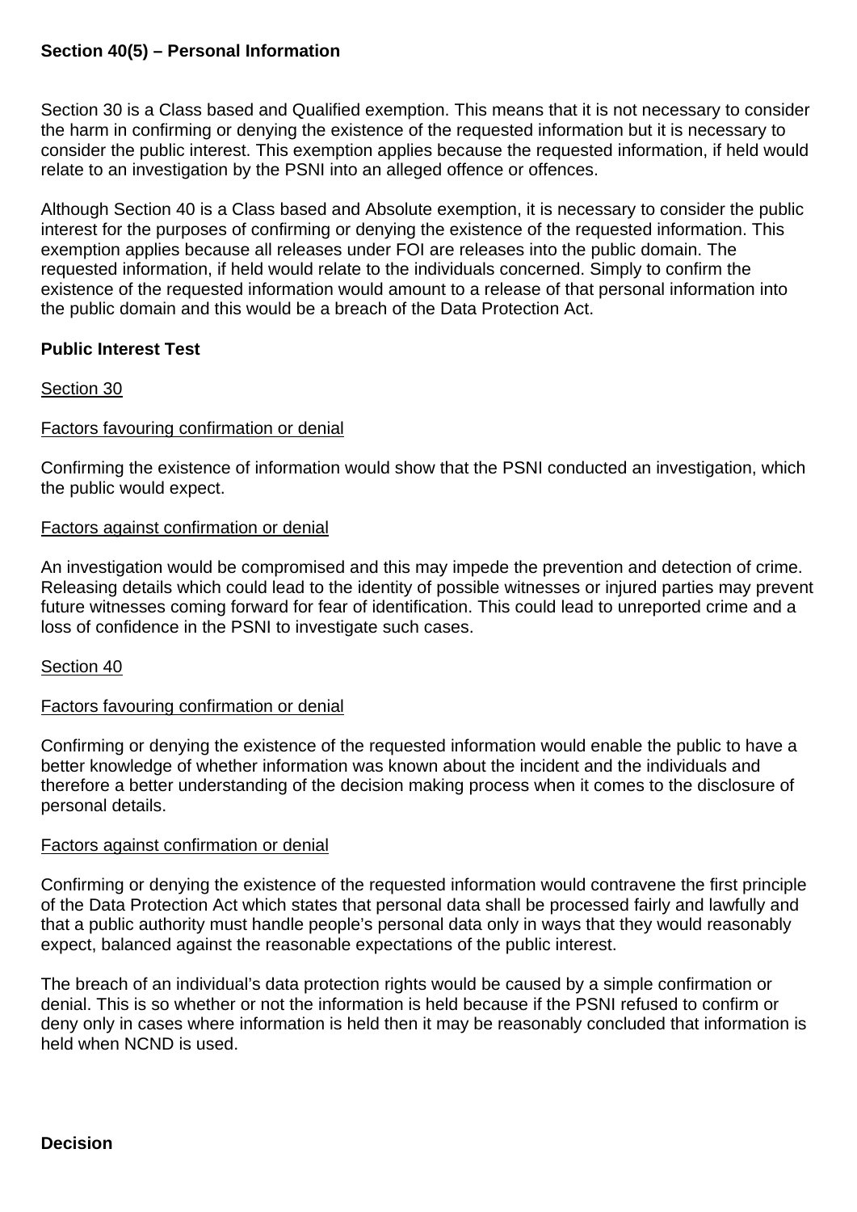**Section 40(5) – Personal Information**

Section 30 is a Class based and Qualified exemption. This means that it is not necessary to consider the harm in confirming or denying the existence of the requested information but it is necessary to consider the public interest. This exemption applies because the requested information, if held would relate to an investigation by the PSNI into an alleged offence or offences.

Although Section 40 is a Class based and Absolute exemption, it is necessary to consider the public interest for the purposes of confirming or denying the existence of the requested information. This exemption applies because all releases under FOI are releases into the public domain. The requested information, if held would relate to the individuals concerned. Simply to confirm the existence of the requested information would amount to a release of that personal information into the public domain and this would be a breach of the Data Protection Act.

**Public Interest Test**

Section 30

Factors favouring confirmation or denial

Confirming the existence of information would show that the PSNI conducted an investigation, which the public would expect.

Factors against confirmation or denial

An investigation would be compromised and this may impede the prevention and detection of crime. Releasing details which could lead to the identity of possible witnesses or injured parties may prevent future witnesses coming forward for fear of identification. This could lead to unreported crime and a loss of confidence in the PSNI to investigate such cases.

Section 40

Factors favouring confirmation or denial

Confirming or denying the existence of the requested information would enable the public to have a better knowledge of whether information was known about the incident and the individuals and therefore a better understanding of the decision making process when it comes to the disclosure of personal details.

Factors against confirmation or denial

Confirming or denying the existence of the requested information would contravene the first principle of the Data Protection Act which states that personal data shall be processed fairly and lawfully and that a public authority must handle people's personal data only in ways that they would reasonably expect, balanced against the reasonable expectations of the public interest.

The breach of an individual's data protection rights would be caused by a simple confirmation or denial. This is so whether or not the information is held because if the PSNI refused to confirm or deny only in cases where information is held then it may be reasonably concluded that information is held when NCND is used.

**Decision**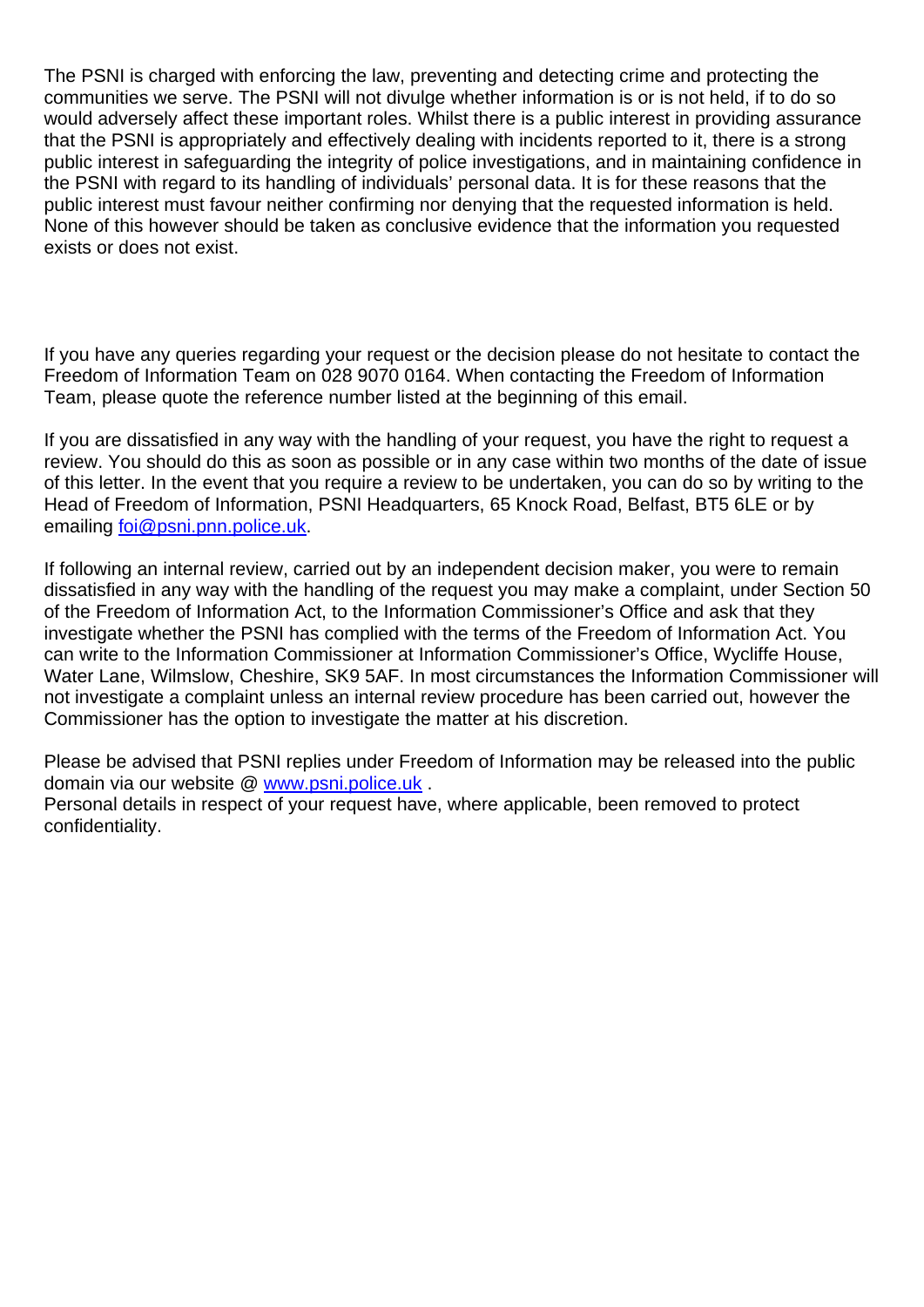The PSNI is charged with enforcing the law, preventing and detecting crime and protecting the communities we serve. The PSNI will not divulge whether information is or is not held, if to do so would adversely affect these important roles. Whilst there is a public interest in providing assurance that the PSNI is appropriately and effectively dealing with incidents reported to it, there is a strong public interest in safeguarding the integrity of police investigations, and in maintaining confidence in the PSNI with regard to its handling of individuals' personal data. It is for these reasons that the public interest must favour neither confirming nor denying that the requested information is held. None of this however should be taken as conclusive evidence that the information you requested exists or does not exist.

If you have any queries regarding your request or the decision please do not hesitate to contact the Freedom of Information Team on 028 9070 0164. When contacting the Freedom of Information Team, please quote the reference number listed at the beginning of this email.

If you are dissatisfied in any way with the handling of your request, you have the right to request a review. You should do this as soon as possible or in any case within two months of the date of issue of this letter. In the event that you require a review to be undertaken, you can do so by writing to the Head of Freedom of Information, PSNI Headquarters, 65 Knock Road, Belfast, BT5 6LE or by emailing [foi@psni.pnn.police.uk](mailto:foi@psni.pnn.police.uk).

If following an internal review, carried out by an independent decision maker, you were to remain dissatisfied in any way with the handling of the request you may make a complaint, under Section 50 of the Freedom of Information Act, to the Information Commissioner's Office and ask that they investigate whether the PSNI has complied with the terms of the Freedom of Information Act. You can write to the Information Commissioner at Information Commissioner's Office, Wycliffe House, Water Lane, Wilmslow, Cheshire, SK9 5AF. In most circumstances the Information Commissioner will not investigate a complaint unless an internal review procedure has been carried out, however the Commissioner has the option to investigate the matter at his discretion.

Please be advised that PSNI replies under Freedom of Information may be released into the public domain via our website @ [www.psni.police.uk](http://www.psni.police.uk) .
Personal details in respect of your request have, where applicable, been removed to protect confidentiality.